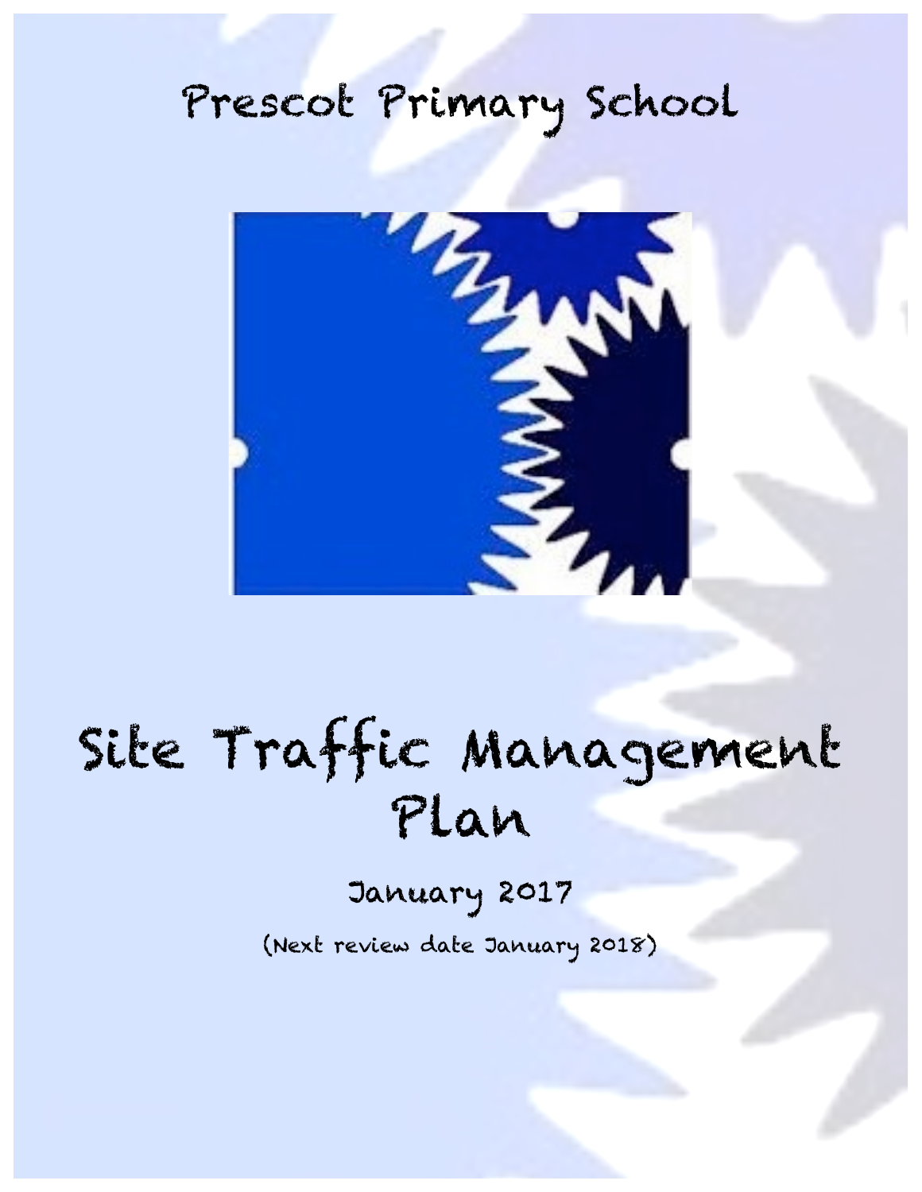# Prescot Primary School

# Site Traffic Management Plan

## January 2017

(Next review date January 2018)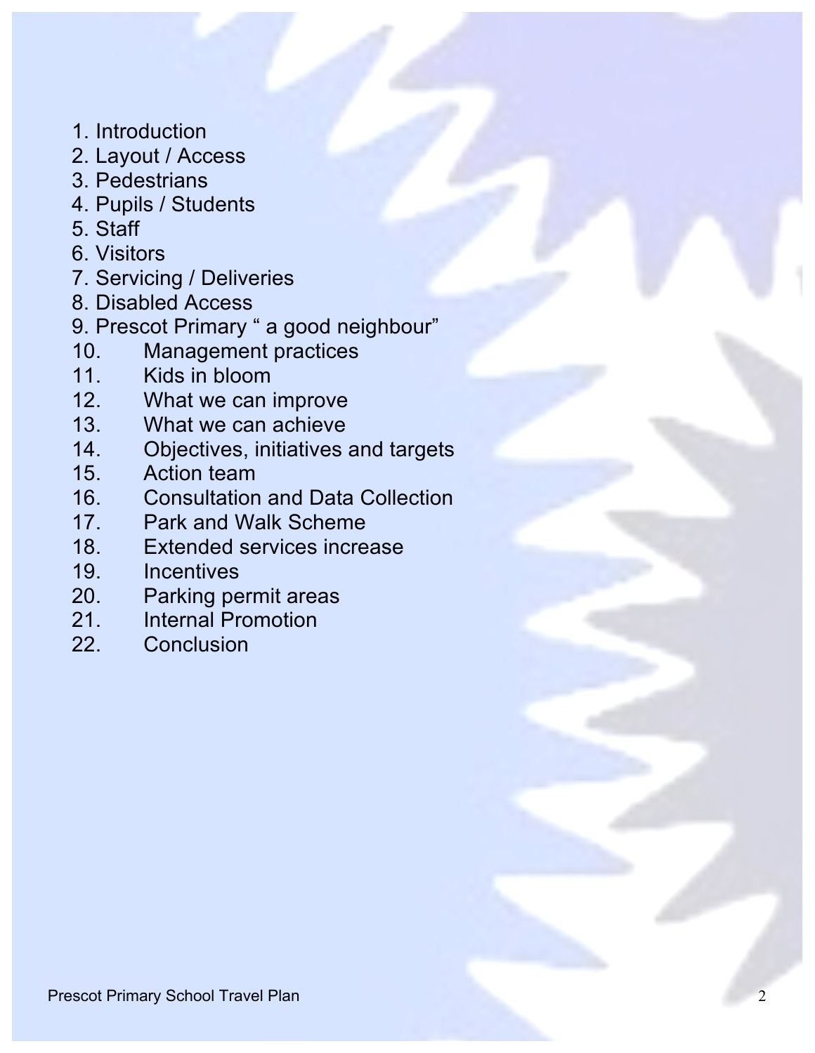1. Introduction
2. Layout / Access
3. Pedestrians
4. Pupils / Students
5. Staff
6. Visitors
7. Servicing / Deliveries
8. Disabled Access
9. Prescot Primary " a good neighbour"
10. Management practices
11. Kids in bloom
12. What we can improve
13. What we can achieve
14. Objectives, initiatives and targets
15. Action team
16. Consultation and Data Collection
17. Park and Walk Scheme
18. Extended services increase
19. Incentives
20. Parking permit areas
21. Internal Promotion
22. Conclusion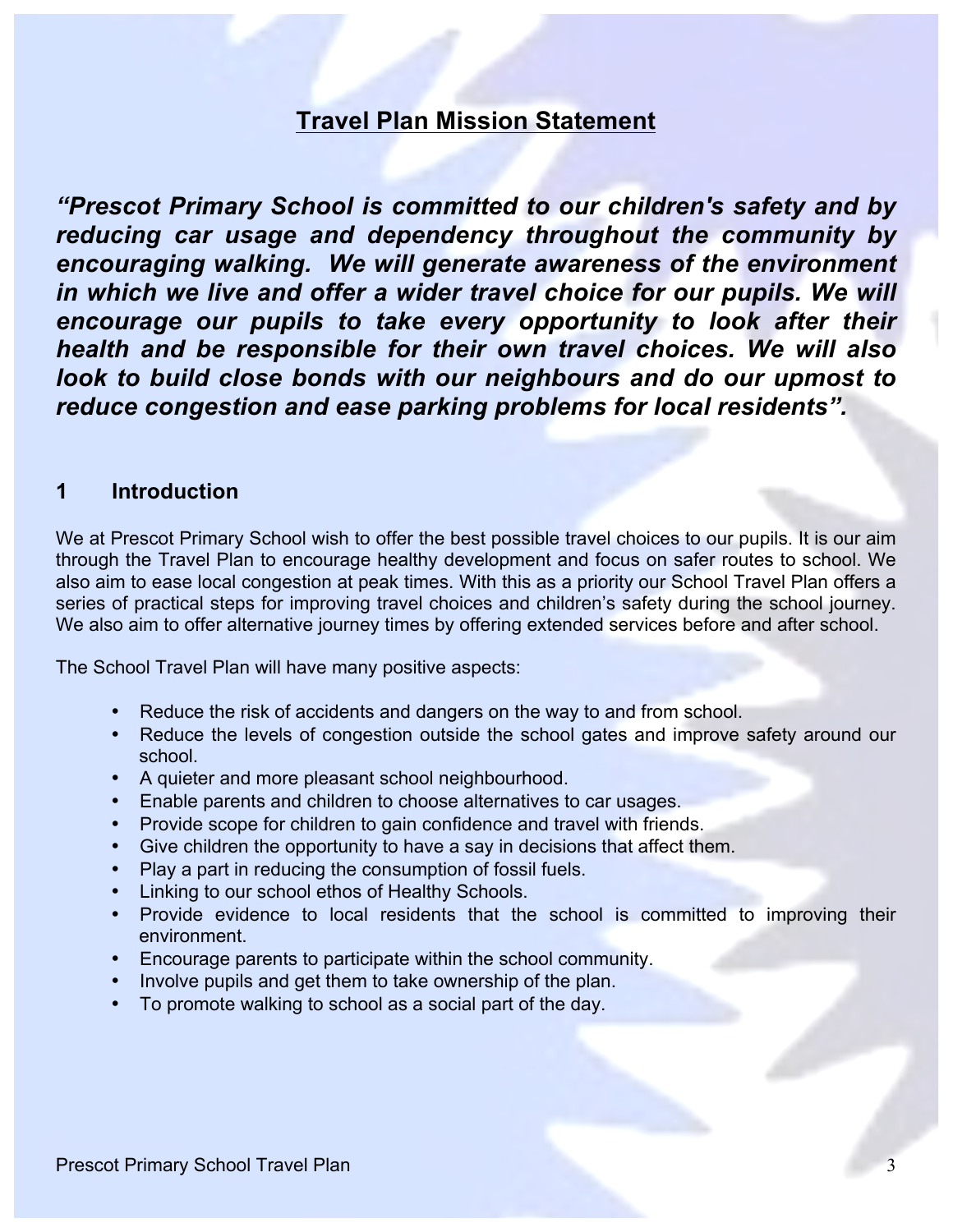## Travel Plan Mission Statement

***"Prescot Primary School is committed to our children's safety and by reducing car usage and dependency throughout the community by encouraging walking. We will generate awareness of the environment in which we live and offer a wider travel choice for our pupils. We will encourage our pupils to take every opportunity to look after their health and be responsible for their own travel choices. We will also look to build close bonds with our neighbours and do our upmost to reduce congestion and ease parking problems for local residents".***

## 1 Introduction

We at Prescot Primary School wish to offer the best possible travel choices to our pupils. It is our aim through the Travel Plan to encourage healthy development and focus on safer routes to school. We also aim to ease local congestion at peak times. With this as a priority our School Travel Plan offers a series of practical steps for improving travel choices and children's safety during the school journey. We also aim to offer alternative journey times by offering extended services before and after school.

The School Travel Plan will have many positive aspects:

- Reduce the risk of accidents and dangers on the way to and from school.
- Reduce the levels of congestion outside the school gates and improve safety around our school.
- A quieter and more pleasant school neighbourhood.
- Enable parents and children to choose alternatives to car usages.
- Provide scope for children to gain confidence and travel with friends.
- Give children the opportunity to have a say in decisions that affect them.
- Play a part in reducing the consumption of fossil fuels.
- Linking to our school ethos of Healthy Schools.
- Provide evidence to local residents that the school is committed to improving their environment.
- Encourage parents to participate within the school community.
- Involve pupils and get them to take ownership of the plan.
- To promote walking to school as a social part of the day.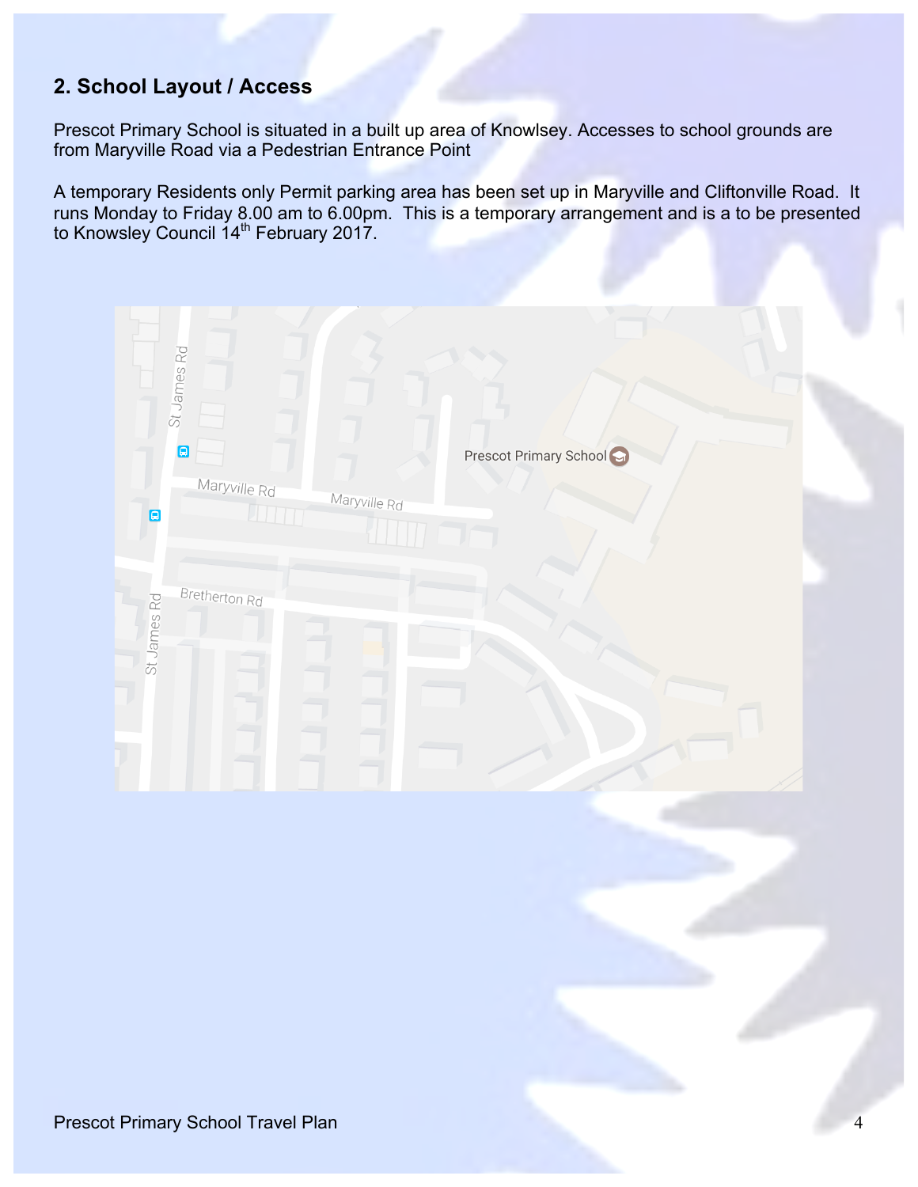## 2. School Layout / Access

Prescot Primary School is situated in a built up area of Knowlsey. Accesses to school grounds are from Maryville Road via a Pedestrian Entrance Point

A temporary Residents only Permit parking area has been set up in Maryville and Cliftonville Road. It runs Monday to Friday 8.00 am to 6.00pm. This is a temporary arrangement and is a to be presented to Knowsley Council 14th February 2017.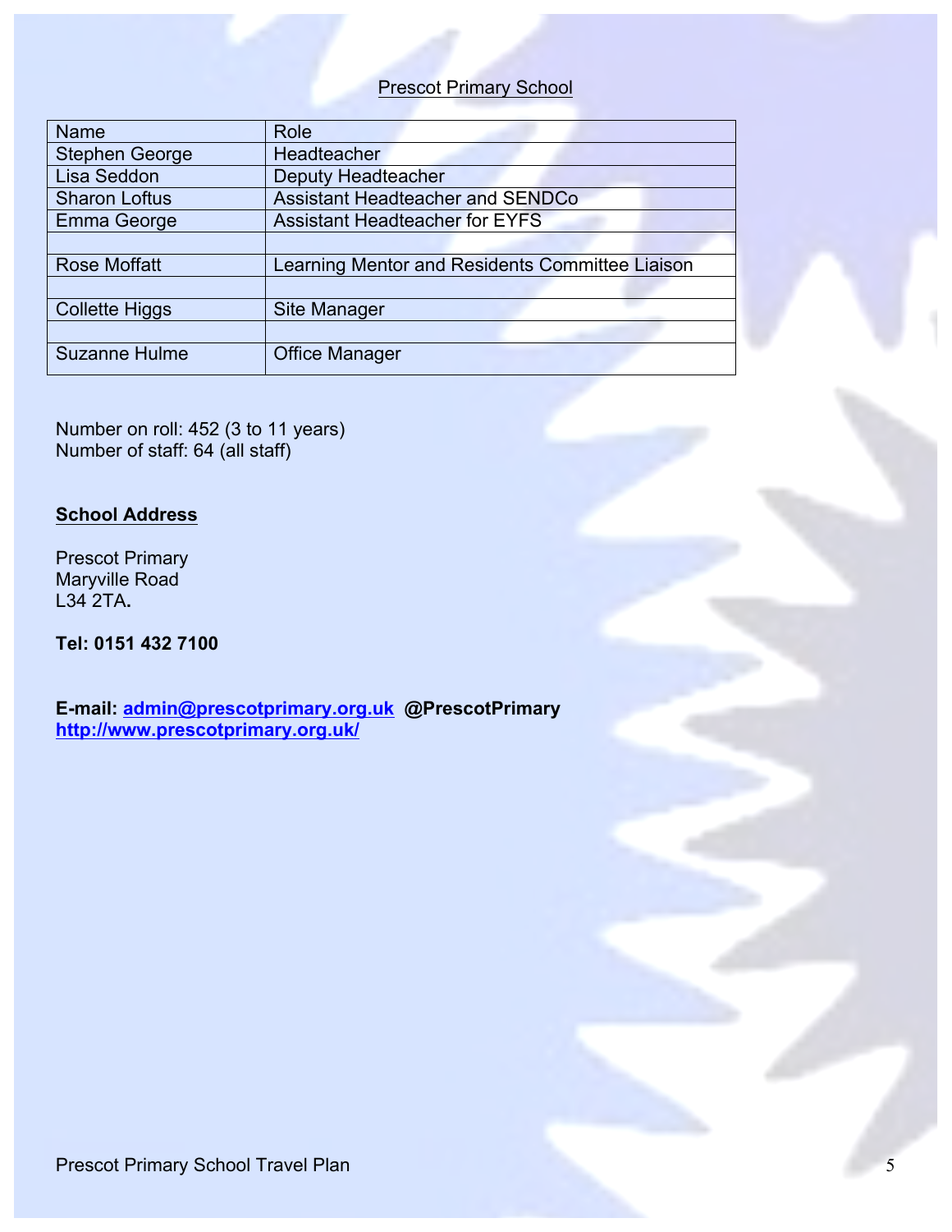Prescot Primary School

| Name | Role |
|---|---|
| Stephen George | Headteacher |
| Lisa Seddon | Deputy Headteacher |
| Sharon Loftus | Assistant Headteacher and SENDCo |
| Emma George | Assistant Headteacher for EYFS |
| | |
| Rose Moffatt | Learning Mentor and Residents Committee Liaison |
| | |
| Collette Higgs | Site Manager |
| | |
| Suzanne Hulme | Office Manager |

Number on roll: 452 (3 to 11 years)
Number of staff: 64 (all staff)

**School Address**

Prescot Primary
Maryville Road
L34 2TA**.**

**Tel: 0151 432 7100**

**E-mail: admin@prescotprimary.org.uk @PrescotPrimary**
**http://www.prescotprimary.org.uk/**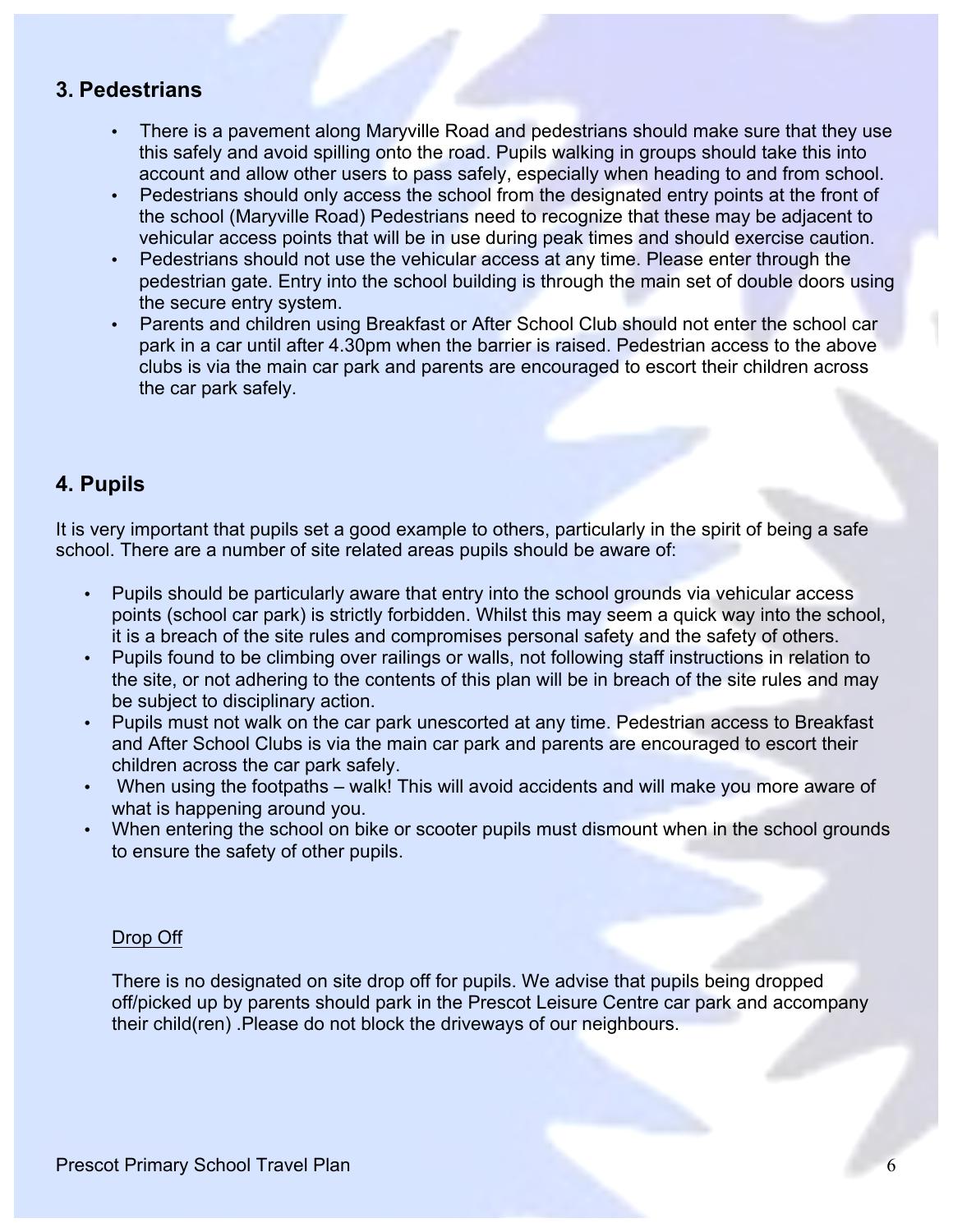## 3. Pedestrians

- There is a pavement along Maryville Road and pedestrians should make sure that they use this safely and avoid spilling onto the road. Pupils walking in groups should take this into account and allow other users to pass safely, especially when heading to and from school.
- Pedestrians should only access the school from the designated entry points at the front of the school (Maryville Road) Pedestrians need to recognize that these may be adjacent to vehicular access points that will be in use during peak times and should exercise caution.
- Pedestrians should not use the vehicular access at any time. Please enter through the pedestrian gate. Entry into the school building is through the main set of double doors using the secure entry system.
- Parents and children using Breakfast or After School Club should not enter the school car park in a car until after 4.30pm when the barrier is raised. Pedestrian access to the above clubs is via the main car park and parents are encouraged to escort their children across the car park safely.

## 4. Pupils

It is very important that pupils set a good example to others, particularly in the spirit of being a safe school. There are a number of site related areas pupils should be aware of:

- Pupils should be particularly aware that entry into the school grounds via vehicular access points (school car park) is strictly forbidden. Whilst this may seem a quick way into the school, it is a breach of the site rules and compromises personal safety and the safety of others.
- Pupils found to be climbing over railings or walls, not following staff instructions in relation to the site, or not adhering to the contents of this plan will be in breach of the site rules and may be subject to disciplinary action.
- Pupils must not walk on the car park unescorted at any time. Pedestrian access to Breakfast and After School Clubs is via the main car park and parents are encouraged to escort their children across the car park safely.
- When using the footpaths – walk! This will avoid accidents and will make you more aware of what is happening around you.
- When entering the school on bike or scooter pupils must dismount when in the school grounds to ensure the safety of other pupils.

<u>Drop Off</u>

There is no designated on site drop off for pupils. We advise that pupils being dropped off/picked up by parents should park in the Prescot Leisure Centre car park and accompany their child(ren) .Please do not block the driveways of our neighbours.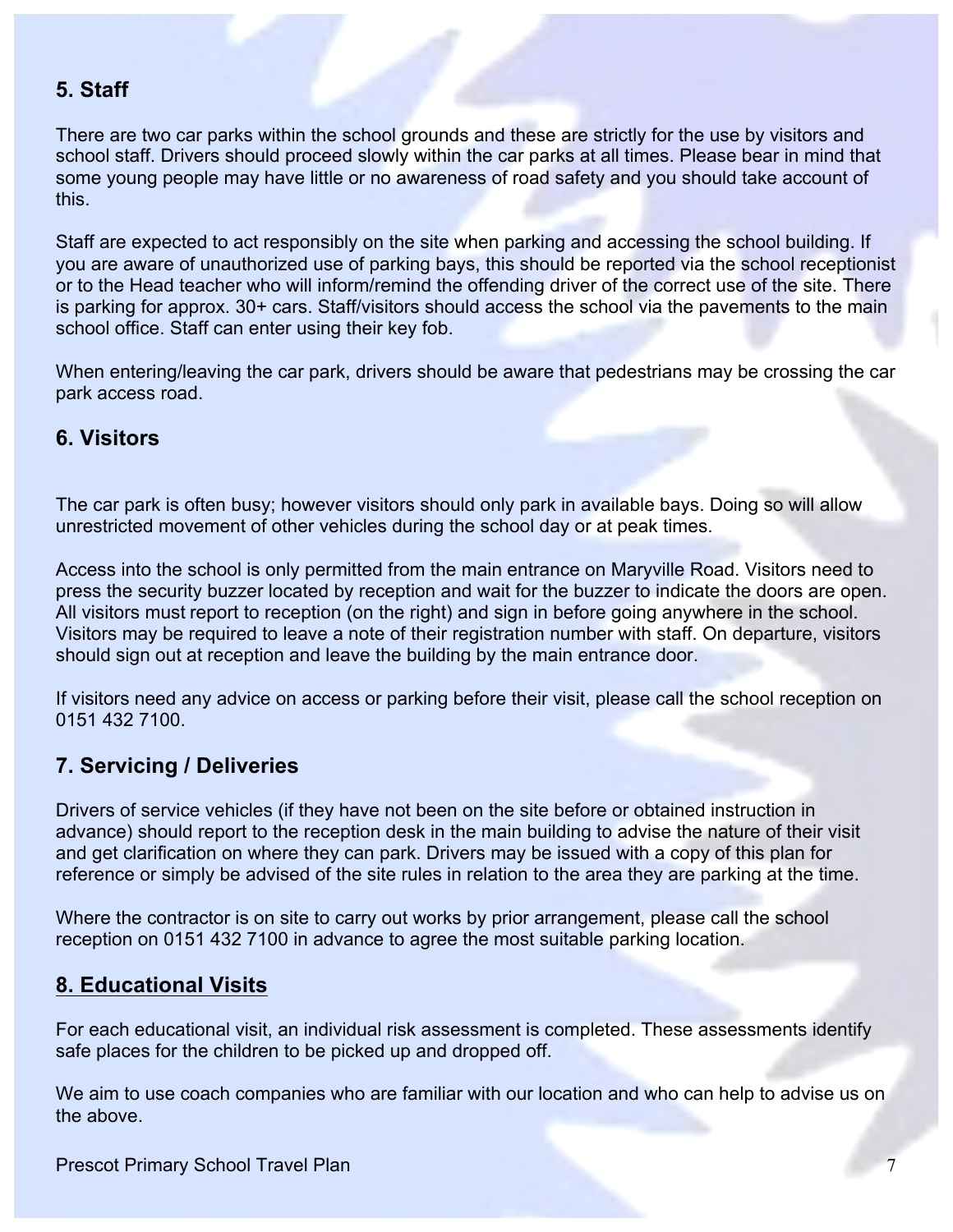## 5. Staff

There are two car parks within the school grounds and these are strictly for the use by visitors and school staff. Drivers should proceed slowly within the car parks at all times. Please bear in mind that some young people may have little or no awareness of road safety and you should take account of this.

Staff are expected to act responsibly on the site when parking and accessing the school building. If you are aware of unauthorized use of parking bays, this should be reported via the school receptionist or to the Head teacher who will inform/remind the offending driver of the correct use of the site. There is parking for approx. 30+ cars. Staff/visitors should access the school via the pavements to the main school office. Staff can enter using their key fob.

When entering/leaving the car park, drivers should be aware that pedestrians may be crossing the car park access road.

## 6. Visitors

The car park is often busy; however visitors should only park in available bays. Doing so will allow unrestricted movement of other vehicles during the school day or at peak times.

Access into the school is only permitted from the main entrance on Maryville Road. Visitors need to press the security buzzer located by reception and wait for the buzzer to indicate the doors are open. All visitors must report to reception (on the right) and sign in before going anywhere in the school. Visitors may be required to leave a note of their registration number with staff. On departure, visitors should sign out at reception and leave the building by the main entrance door.

If visitors need any advice on access or parking before their visit, please call the school reception on 0151 432 7100.

## 7. Servicing / Deliveries

Drivers of service vehicles (if they have not been on the site before or obtained instruction in advance) should report to the reception desk in the main building to advise the nature of their visit and get clarification on where they can park. Drivers may be issued with a copy of this plan for reference or simply be advised of the site rules in relation to the area they are parking at the time.

Where the contractor is on site to carry out works by prior arrangement, please call the school reception on 0151 432 7100 in advance to agree the most suitable parking location.

## 8. Educational Visits

For each educational visit, an individual risk assessment is completed. These assessments identify safe places for the children to be picked up and dropped off.

We aim to use coach companies who are familiar with our location and who can help to advise us on the above.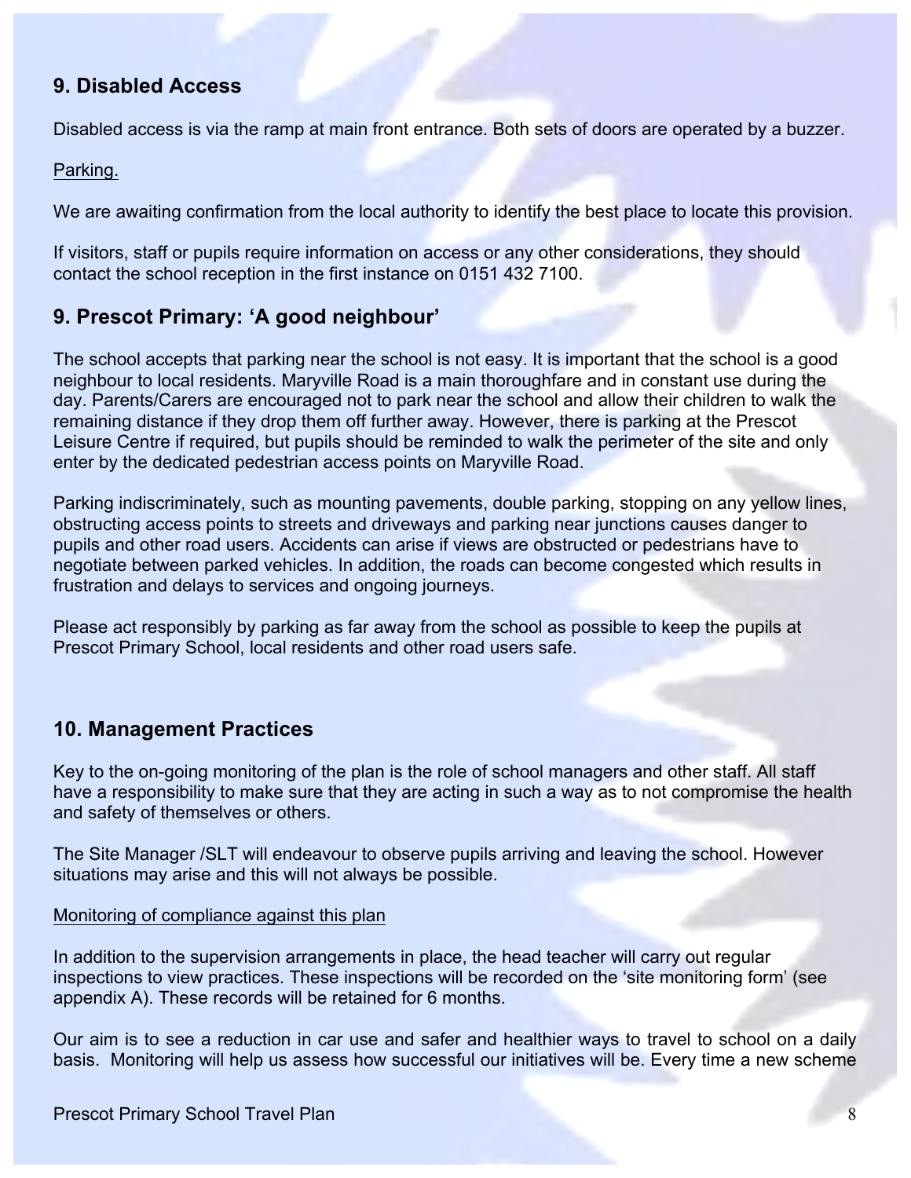## 9. Disabled Access

Disabled access is via the ramp at main front entrance. Both sets of doors are operated by a buzzer.

Parking.

We are awaiting confirmation from the local authority to identify the best place to locate this provision.

If visitors, staff or pupils require information on access or any other considerations, they should contact the school reception in the first instance on 0151 432 7100.

## 9. Prescot Primary: 'A good neighbour'

The school accepts that parking near the school is not easy. It is important that the school is a good neighbour to local residents. Maryville Road is a main thoroughfare and in constant use during the day. Parents/Carers are encouraged not to park near the school and allow their children to walk the remaining distance if they drop them off further away. However, there is parking at the Prescot Leisure Centre if required, but pupils should be reminded to walk the perimeter of the site and only enter by the dedicated pedestrian access points on Maryville Road.

Parking indiscriminately, such as mounting pavements, double parking, stopping on any yellow lines, obstructing access points to streets and driveways and parking near junctions causes danger to pupils and other road users. Accidents can arise if views are obstructed or pedestrians have to negotiate between parked vehicles. In addition, the roads can become congested which results in frustration and delays to services and ongoing journeys.

Please act responsibly by parking as far away from the school as possible to keep the pupils at Prescot Primary School, local residents and other road users safe.

## 10. Management Practices

Key to the on-going monitoring of the plan is the role of school managers and other staff. All staff have a responsibility to make sure that they are acting in such a way as to not compromise the health and safety of themselves or others.

The Site Manager /SLT will endeavour to observe pupils arriving and leaving the school. However situations may arise and this will not always be possible.

Monitoring of compliance against this plan

In addition to the supervision arrangements in place, the head teacher will carry out regular inspections to view practices. These inspections will be recorded on the 'site monitoring form' (see appendix A). These records will be retained for 6 months.

Our aim is to see a reduction in car use and safer and healthier ways to travel to school on a daily basis. Monitoring will help us assess how successful our initiatives will be. Every time a new scheme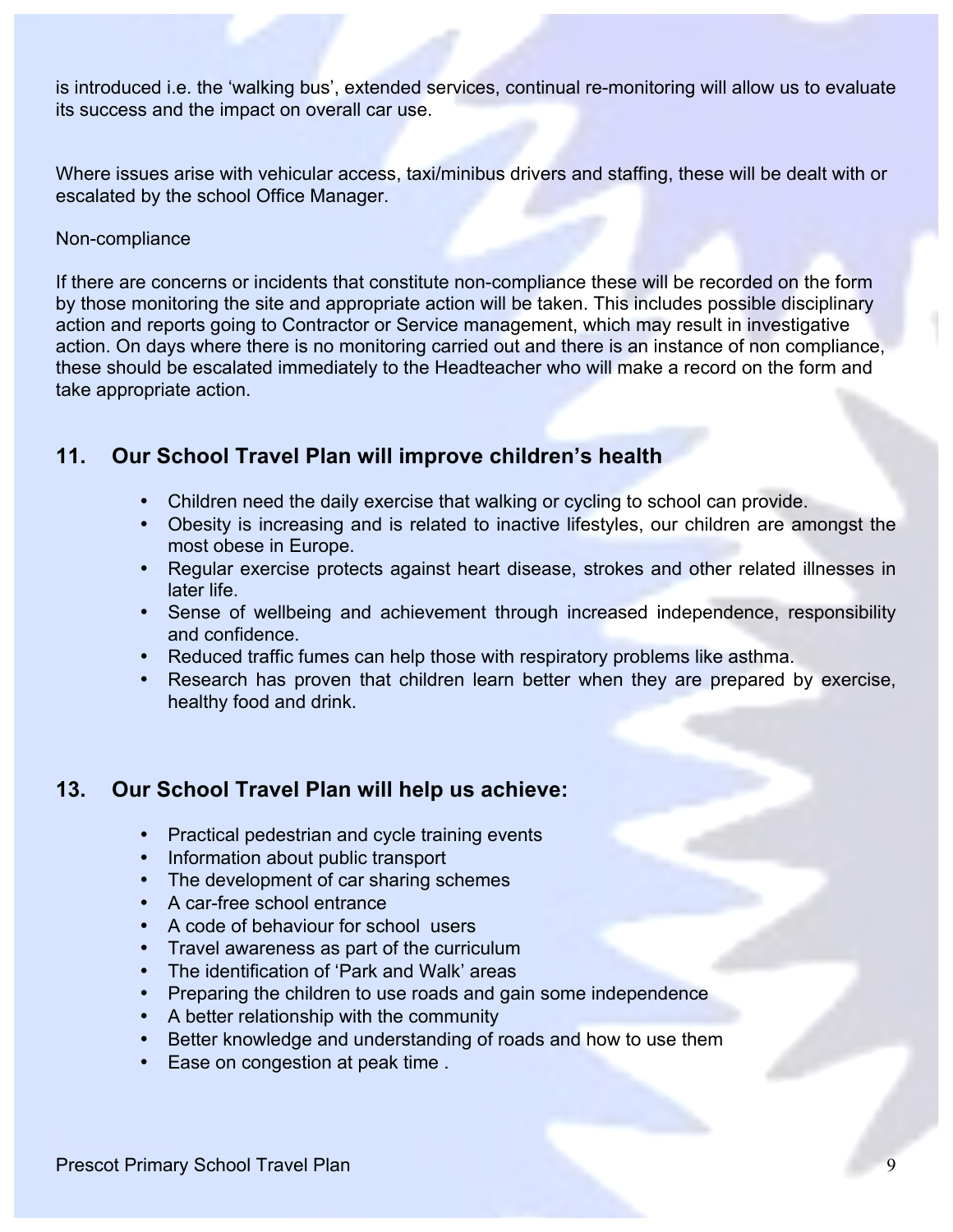is introduced i.e. the ‘walking bus’, extended services, continual re-monitoring will allow us to evaluate its success and the impact on overall car use.

Where issues arise with vehicular access, taxi/minibus drivers and staffing, these will be dealt with or escalated by the school Office Manager.

Non-compliance

If there are concerns or incidents that constitute non-compliance these will be recorded on the form by those monitoring the site and appropriate action will be taken. This includes possible disciplinary action and reports going to Contractor or Service management, which may result in investigative action. On days where there is no monitoring carried out and there is an instance of non compliance, these should be escalated immediately to the Headteacher who will make a record on the form and take appropriate action.

## 11. Our School Travel Plan will improve children’s health

- Children need the daily exercise that walking or cycling to school can provide.
- Obesity is increasing and is related to inactive lifestyles, our children are amongst the most obese in Europe.
- Regular exercise protects against heart disease, strokes and other related illnesses in later life.
- Sense of wellbeing and achievement through increased independence, responsibility and confidence.
- Reduced traffic fumes can help those with respiratory problems like asthma.
- Research has proven that children learn better when they are prepared by exercise, healthy food and drink.

## 13. Our School Travel Plan will help us achieve:

- Practical pedestrian and cycle training events
- Information about public transport
- The development of car sharing schemes
- A car-free school entrance
- A code of behaviour for school users
- Travel awareness as part of the curriculum
- The identification of ‘Park and Walk’ areas
- Preparing the children to use roads and gain some independence
- A better relationship with the community
- Better knowledge and understanding of roads and how to use them
- Ease on congestion at peak time .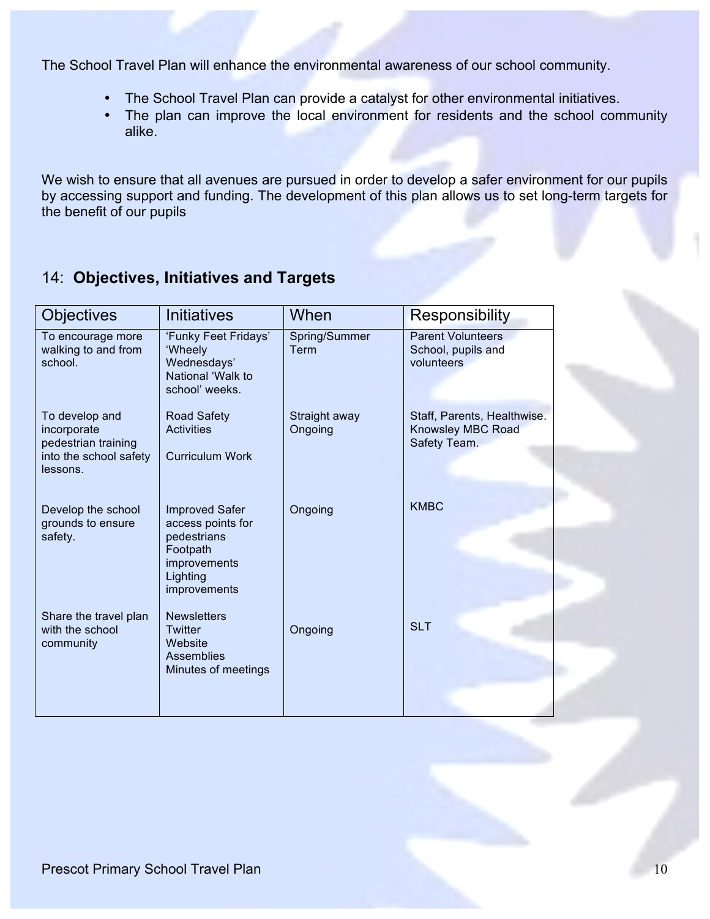The School Travel Plan will enhance the environmental awareness of our school community.

- The School Travel Plan can provide a catalyst for other environmental initiatives.
- The plan can improve the local environment for residents and the school community alike.

We wish to ensure that all avenues are pursued in order to develop a safer environment for our pupils by accessing support and funding. The development of this plan allows us to set long-term targets for the benefit of our pupils

## 14: **Objectives, Initiatives and Targets**

| Objectives | Initiatives | When | Responsibility |
|---|---|---|---|
| To encourage more walking to and from school. | 'Funky Feet Fridays' 'Wheely Wednesdays' National 'Walk to school' weeks. | Spring/Summer Term | Parent Volunteers School, pupils and volunteers |
| To develop and incorporate pedestrian training into the school safety lessons. | Road Safety Activities<br><br>Curriculum Work | Straight away Ongoing | Staff, Parents, Healthwise. Knowsley MBC Road Safety Team. |
| Develop the school grounds to ensure safety. | Improved Safer access points for pedestrians Footpath improvements Lighting improvements | Ongoing | KMBC |
| Share the travel plan with the school community | Newsletters Twitter Website Assemblies Minutes of meetings | Ongoing | SLT |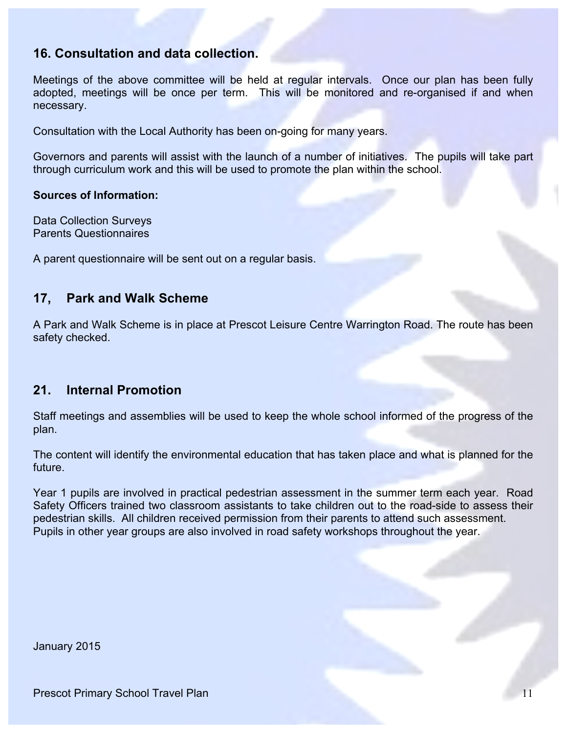## 16. Consultation and data collection.

Meetings of the above committee will be held at regular intervals. Once our plan has been fully adopted, meetings will be once per term. This will be monitored and re-organised if and when necessary.

Consultation with the Local Authority has been on-going for many years.

Governors and parents will assist with the launch of a number of initiatives. The pupils will take part through curriculum work and this will be used to promote the plan within the school.

**Sources of Information:**

Data Collection Surveys
Parents Questionnaires

A parent questionnaire will be sent out on a regular basis.

## 17, Park and Walk Scheme

A Park and Walk Scheme is in place at Prescot Leisure Centre Warrington Road. The route has been safety checked.

## 21. Internal Promotion

Staff meetings and assemblies will be used to keep the whole school informed of the progress of the plan.

The content will identify the environmental education that has taken place and what is planned for the future.

Year 1 pupils are involved in practical pedestrian assessment in the summer term each year. Road Safety Officers trained two classroom assistants to take children out to the road-side to assess their pedestrian skills. All children received permission from their parents to attend such assessment. Pupils in other year groups are also involved in road safety workshops throughout the year.

January 2015